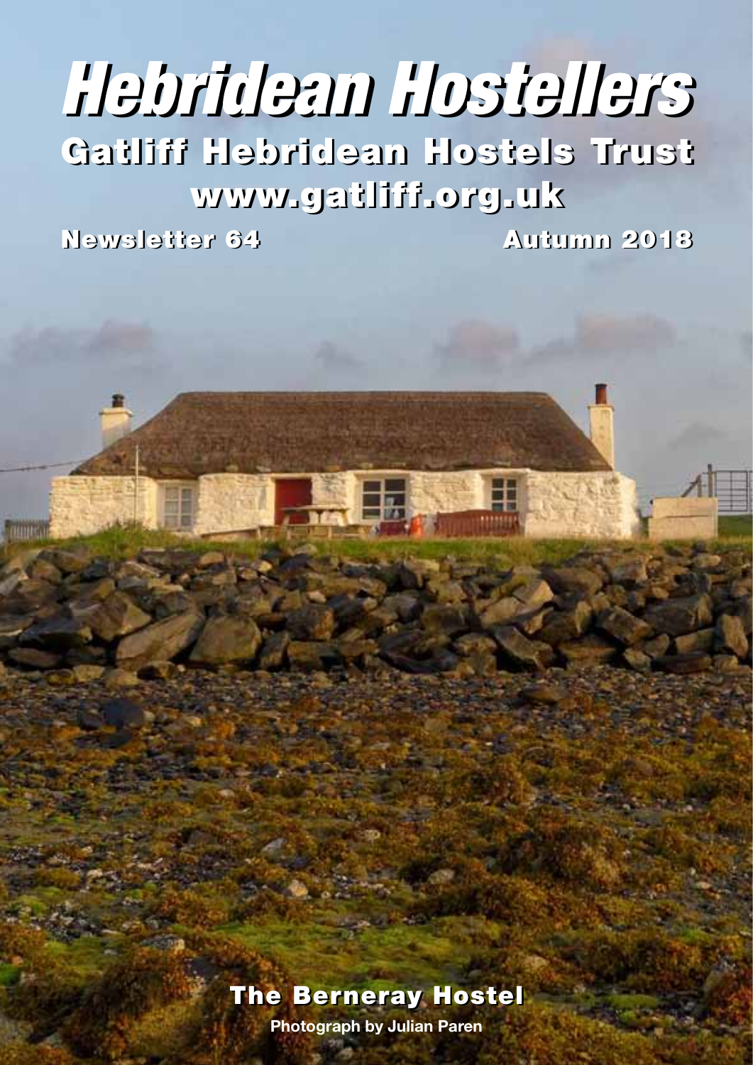# Hebridean Hostellers

## Gatliff Hebridean Hostels Trust

## www.gatliff.org.uk

**Newsletter 64** **Autumn 2018**

**The Berneray Hostel**

**Photograph by Julian Paren**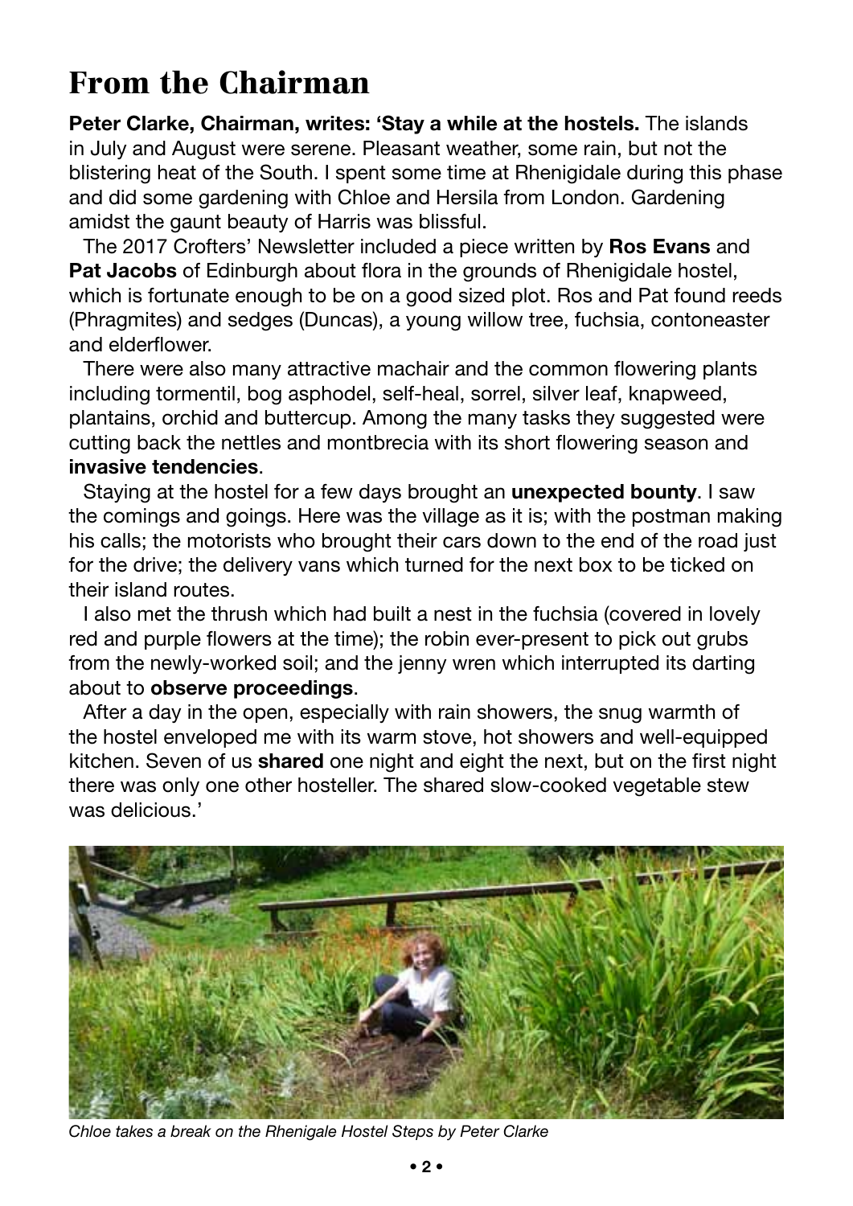# From the Chairman

**Peter Clarke, Chairman, writes: 'Stay a while at the hostels.** The islands in July and August were serene. Pleasant weather, some rain, but not the blistering heat of the South. I spent some time at Rhenigidale during this phase and did some gardening with Chloe and Hersila from London. Gardening amidst the gaunt beauty of Harris was blissful.

The 2017 Crofters' Newsletter included a piece written by **Ros Evans** and **Pat Jacobs** of Edinburgh about flora in the grounds of Rhenigidale hostel, which is fortunate enough to be on a good sized plot. Ros and Pat found reeds (Phragmites) and sedges (Duncas), a young willow tree, fuchsia, contoneaster and elderflower.

There were also many attractive machair and the common flowering plants including tormentil, bog asphodel, self-heal, sorrel, silver leaf, knapweed, plantains, orchid and buttercup. Among the many tasks they suggested were cutting back the nettles and montbrecia with its short flowering season and **invasive tendencies**.

Staying at the hostel for a few days brought an **unexpected bounty**. I saw the comings and goings. Here was the village as it is; with the postman making his calls; the motorists who brought their cars down to the end of the road just for the drive; the delivery vans which turned for the next box to be ticked on their island routes.

I also met the thrush which had built a nest in the fuchsia (covered in lovely red and purple flowers at the time); the robin ever-present to pick out grubs from the newly-worked soil; and the jenny wren which interrupted its darting about to **observe proceedings**.

After a day in the open, especially with rain showers, the snug warmth of the hostel enveloped me with its warm stove, hot showers and well-equipped kitchen. Seven of us **shared** one night and eight the next, but on the first night there was only one other hosteller. The shared slow-cooked vegetable stew was delicious.'

*Chloe takes a break on the Rhenigale Hostel Steps by Peter Clarke*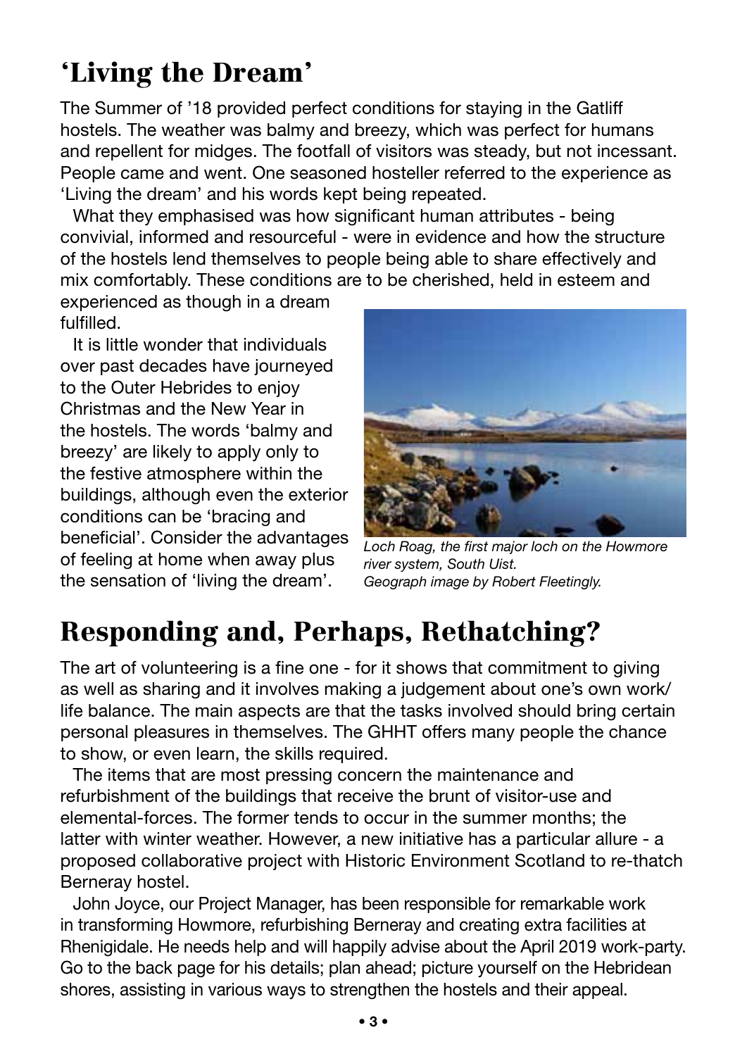# 'Living the Dream'

The Summer of '18 provided perfect conditions for staying in the Gatliff hostels. The weather was balmy and breezy, which was perfect for humans and repellent for midges. The footfall of visitors was steady, but not incessant. People came and went. One seasoned hosteller referred to the experience as 'Living the dream' and his words kept being repeated.

What they emphasised was how significant human attributes - being convivial, informed and resourceful - were in evidence and how the structure of the hostels lend themselves to people being able to share effectively and mix comfortably. These conditions are to be cherished, held in esteem and experienced as though in a dream fulfilled.

It is little wonder that individuals over past decades have journeyed to the Outer Hebrides to enjoy Christmas and the New Year in the hostels. The words 'balmy and breezy' are likely to apply only to the festive atmosphere within the buildings, although even the exterior conditions can be 'bracing and beneficial'. Consider the advantages of feeling at home when away plus the sensation of 'living the dream'.

*Loch Roag, the first major loch on the Howmore river system, South Uist. Geograph image by Robert Fleetingly.*

# Responding and, Perhaps, Rethatching?

The art of volunteering is a fine one - for it shows that commitment to giving as well as sharing and it involves making a judgement about one's own work/life balance. The main aspects are that the tasks involved should bring certain personal pleasures in themselves. The GHHT offers many people the chance to show, or even learn, the skills required.

The items that are most pressing concern the maintenance and refurbishment of the buildings that receive the brunt of visitor-use and elemental-forces. The former tends to occur in the summer months; the latter with winter weather. However, a new initiative has a particular allure - a proposed collaborative project with Historic Environment Scotland to re-thatch Berneray hostel.

John Joyce, our Project Manager, has been responsible for remarkable work in transforming Howmore, refurbishing Berneray and creating extra facilities at Rhenigidale. He needs help and will happily advise about the April 2019 work-party. Go to the back page for his details; plan ahead; picture yourself on the Hebridean shores, assisting in various ways to strengthen the hostels and their appeal.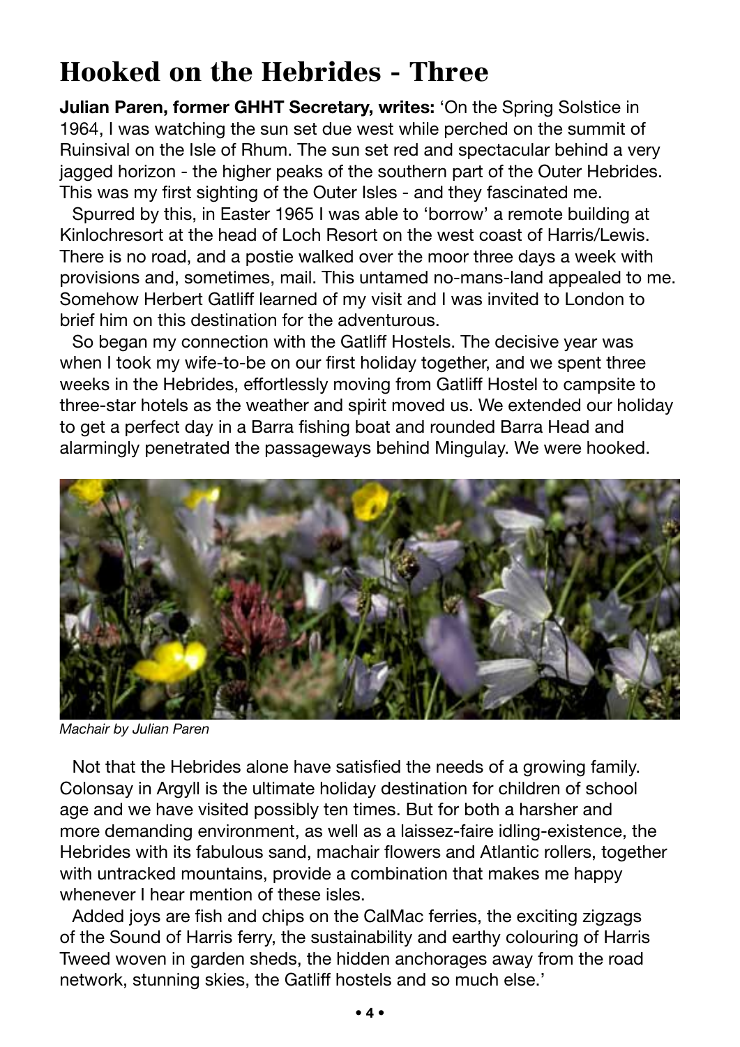# Hooked on the Hebrides - Three

**Julian Paren, former GHHT Secretary, writes:** 'On the Spring Solstice in 1964, I was watching the sun set due west while perched on the summit of Ruinsival on the Isle of Rhum. The sun set red and spectacular behind a very jagged horizon - the higher peaks of the southern part of the Outer Hebrides. This was my first sighting of the Outer Isles - and they fascinated me.

Spurred by this, in Easter 1965 I was able to 'borrow' a remote building at Kinlochresort at the head of Loch Resort on the west coast of Harris/Lewis. There is no road, and a postie walked over the moor three days a week with provisions and, sometimes, mail. This untamed no-mans-land appealed to me. Somehow Herbert Gatliff learned of my visit and I was invited to London to brief him on this destination for the adventurous.

So began my connection with the Gatliff Hostels. The decisive year was when I took my wife-to-be on our first holiday together, and we spent three weeks in the Hebrides, effortlessly moving from Gatliff Hostel to campsite to three-star hotels as the weather and spirit moved us. We extended our holiday to get a perfect day in a Barra fishing boat and rounded Barra Head and alarmingly penetrated the passageways behind Mingulay. We were hooked.

*Machair by Julian Paren*

Not that the Hebrides alone have satisfied the needs of a growing family. Colonsay in Argyll is the ultimate holiday destination for children of school age and we have visited possibly ten times. But for both a harsher and more demanding environment, as well as a laissez-faire idling-existence, the Hebrides with its fabulous sand, machair flowers and Atlantic rollers, together with untracked mountains, provide a combination that makes me happy whenever I hear mention of these isles.

Added joys are fish and chips on the CalMac ferries, the exciting zigzags of the Sound of Harris ferry, the sustainability and earthy colouring of Harris Tweed woven in garden sheds, the hidden anchorages away from the road network, stunning skies, the Gatliff hostels and so much else.'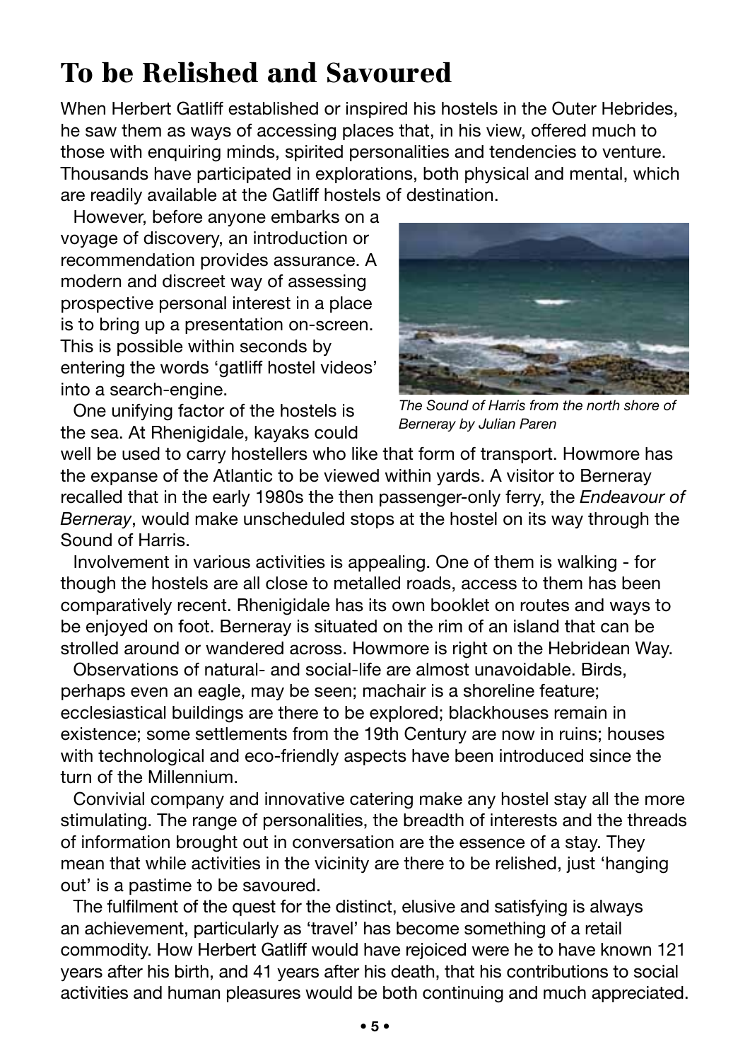# To be Relished and Savoured

When Herbert Gatliff established or inspired his hostels in the Outer Hebrides, he saw them as ways of accessing places that, in his view, offered much to those with enquiring minds, spirited personalities and tendencies to venture. Thousands have participated in explorations, both physical and mental, which are readily available at the Gatliff hostels of destination.

However, before anyone embarks on a voyage of discovery, an introduction or recommendation provides assurance. A modern and discreet way of assessing prospective personal interest in a place is to bring up a presentation on-screen. This is possible within seconds by entering the words 'gatliff hostel videos' into a search-engine.

*The Sound of Harris from the north shore of Berneray by Julian Paren*

One unifying factor of the hostels is the sea. At Rhenigidale, kayaks could well be used to carry hostellers who like that form of transport. Howmore has the expanse of the Atlantic to be viewed within yards. A visitor to Berneray recalled that in the early 1980s the then passenger-only ferry, the *Endeavour of Berneray*, would make unscheduled stops at the hostel on its way through the Sound of Harris.

Involvement in various activities is appealing. One of them is walking - for though the hostels are all close to metalled roads, access to them has been comparatively recent. Rhenigidale has its own booklet on routes and ways to be enjoyed on foot. Berneray is situated on the rim of an island that can be strolled around or wandered across. Howmore is right on the Hebridean Way.

Observations of natural- and social-life are almost unavoidable. Birds, perhaps even an eagle, may be seen; machair is a shoreline feature; ecclesiastical buildings are there to be explored; blackhouses remain in existence; some settlements from the 19th Century are now in ruins; houses with technological and eco-friendly aspects have been introduced since the turn of the Millennium.

Convivial company and innovative catering make any hostel stay all the more stimulating. The range of personalities, the breadth of interests and the threads of information brought out in conversation are the essence of a stay. They mean that while activities in the vicinity are there to be relished, just 'hanging out' is a pastime to be savoured.

The fulfilment of the quest for the distinct, elusive and satisfying is always an achievement, particularly as 'travel' has become something of a retail commodity. How Herbert Gatliff would have rejoiced were he to have known 121 years after his birth, and 41 years after his death, that his contributions to social activities and human pleasures would be both continuing and much appreciated.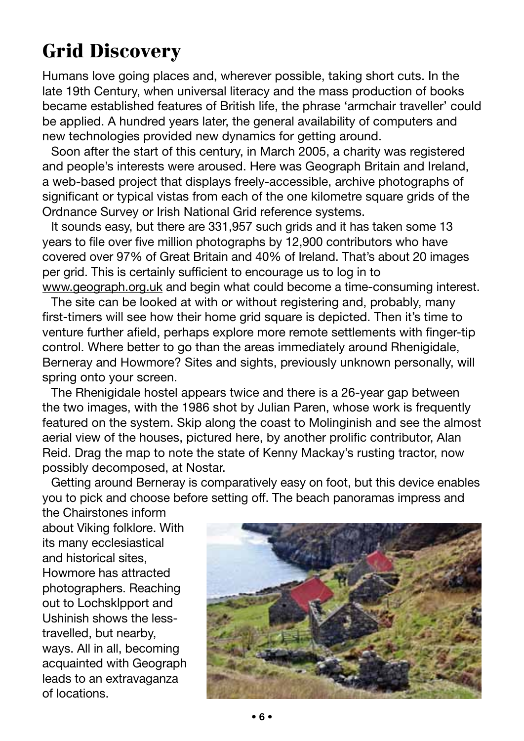# Grid Discovery

Humans love going places and, wherever possible, taking short cuts. In the late 19th Century, when universal literacy and the mass production of books became established features of British life, the phrase 'armchair traveller' could be applied. A hundred years later, the general availability of computers and new technologies provided new dynamics for getting around.

Soon after the start of this century, in March 2005, a charity was registered and people's interests were aroused. Here was Geograph Britain and Ireland, a web-based project that displays freely-accessible, archive photographs of significant or typical vistas from each of the one kilometre square grids of the Ordnance Survey or Irish National Grid reference systems.

It sounds easy, but there are 331,957 such grids and it has taken some 13 years to file over five million photographs by 12,900 contributors who have covered over 97% of Great Britain and 40% of Ireland. That's about 20 images per grid. This is certainly sufficient to encourage us to log in to www.geograph.org.uk and begin what could become a time-consuming interest.

The site can be looked at with or without registering and, probably, many first-timers will see how their home grid square is depicted. Then it's time to venture further afield, perhaps explore more remote settlements with finger-tip control. Where better to go than the areas immediately around Rhenigidale, Berneray and Howmore? Sites and sights, previously unknown personally, will spring onto your screen.

The Rhenigidale hostel appears twice and there is a 26-year gap between the two images, with the 1986 shot by Julian Paren, whose work is frequently featured on the system. Skip along the coast to Molinginish and see the almost aerial view of the houses, pictured here, by another prolific contributor, Alan Reid. Drag the map to note the state of Kenny Mackay's rusting tractor, now possibly decomposed, at Nostar.

Getting around Berneray is comparatively easy on foot, but this device enables you to pick and choose before setting off. The beach panoramas impress and the Chairstones inform about Viking folklore. With its many ecclesiastical and historical sites, Howmore has attracted photographers. Reaching out to Lochsklpport and Ushinish shows the less-travelled, but nearby, ways. All in all, becoming acquainted with Geograph leads to an extravaganza of locations.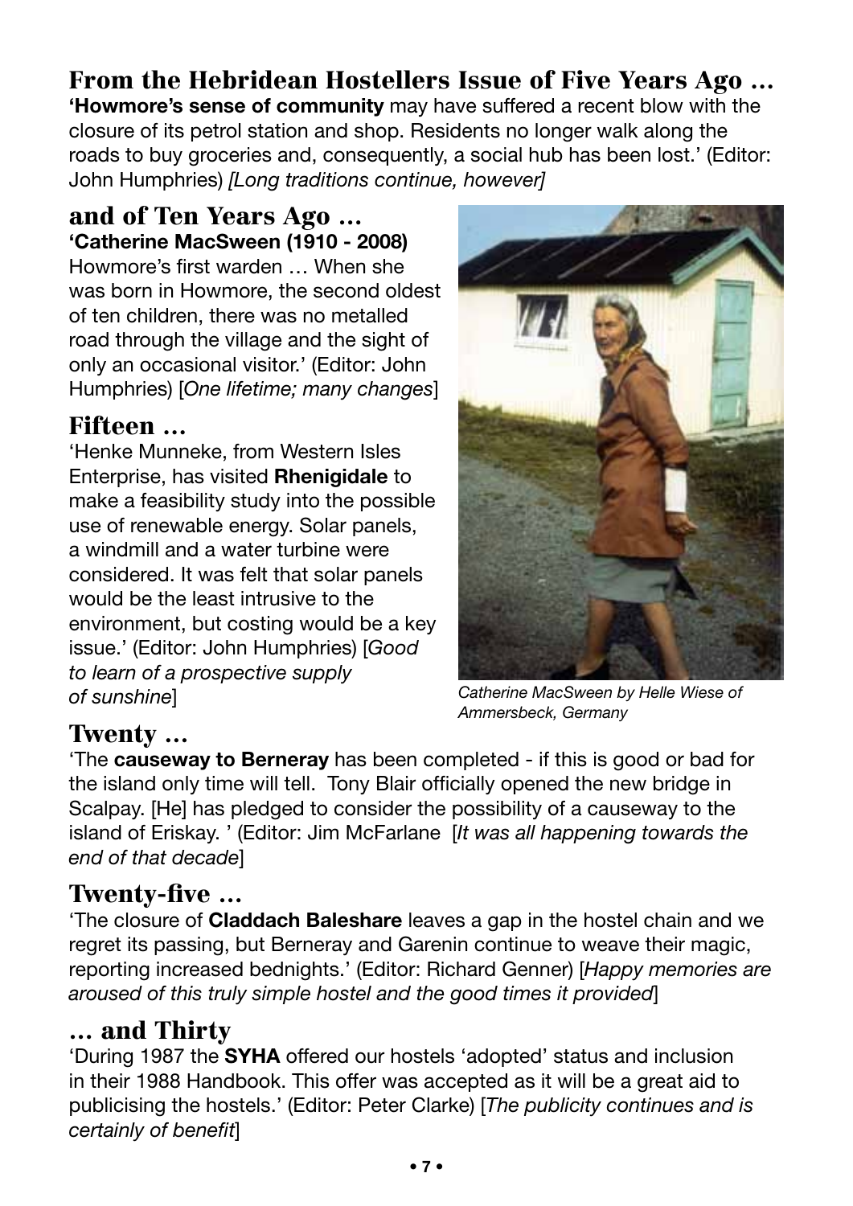## From the Hebridean Hostellers Issue of Five Years Ago ...

**'Howmore's sense of community** may have suffered a recent blow with the closure of its petrol station and shop. Residents no longer walk along the roads to buy groceries and, consequently, a social hub has been lost.' (Editor: John Humphries) *[Long traditions continue, however]*

## and of Ten Years Ago ...

**'Catherine MacSween (1910 - 2008)**

Howmore's first warden … When she was born in Howmore, the second oldest of ten children, there was no metalled road through the village and the sight of only an occasional visitor.' (Editor: John Humphries) [*One lifetime; many changes*]

*Catherine MacSween by Helle Wiese of Ammersbeck, Germany*

## Fifteen ...

'Henke Munneke, from Western Isles Enterprise, has visited **Rhenigidale** to make a feasibility study into the possible use of renewable energy. Solar panels, a windmill and a water turbine were considered. It was felt that solar panels would be the least intrusive to the environment, but costing would be a key issue.' (Editor: John Humphries) [*Good to learn of a prospective supply of sunshine*]

## Twenty ...

'The **causeway to Berneray** has been completed - if this is good or bad for the island only time will tell. Tony Blair officially opened the new bridge in Scalpay. [He] has pledged to consider the possibility of a causeway to the island of Eriskay. ' (Editor: Jim McFarlane [*It was all happening towards the end of that decade*]

## Twenty-five ...

'The closure of **Claddach Baleshare** leaves a gap in the hostel chain and we regret its passing, but Berneray and Garenin continue to weave their magic, reporting increased bednights.' (Editor: Richard Genner) [*Happy memories are aroused of this truly simple hostel and the good times it provided*]

## ... and Thirty

'During 1987 the **SYHA** offered our hostels 'adopted' status and inclusion in their 1988 Handbook. This offer was accepted as it will be a great aid to publicising the hostels.' (Editor: Peter Clarke) [*The publicity continues and is certainly of benefit*]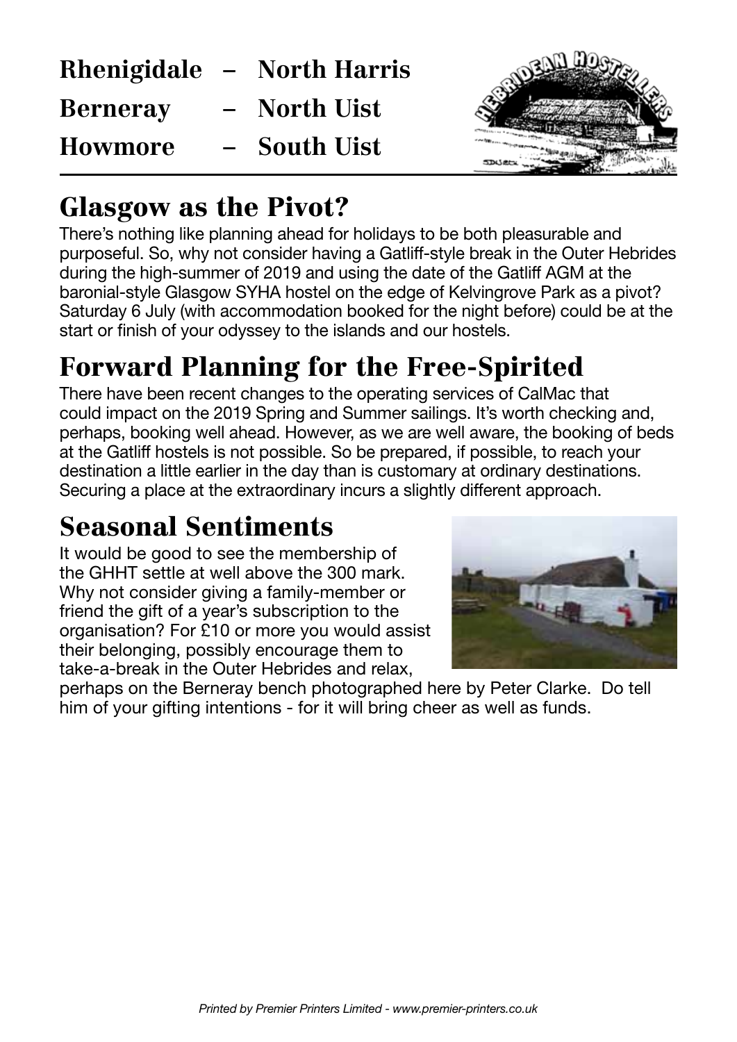**Rhenigidale – North Harris**

**Berneray – North Uist**

**Howmore – South Uist**

## Glasgow as the Pivot?

There's nothing like planning ahead for holidays to be both pleasurable and purposeful. So, why not consider having a Gatliff-style break in the Outer Hebrides during the high-summer of 2019 and using the date of the Gatliff AGM at the baronial-style Glasgow SYHA hostel on the edge of Kelvingrove Park as a pivot? Saturday 6 July (with accommodation booked for the night before) could be at the start or finish of your odyssey to the islands and our hostels.

## Forward Planning for the Free-Spirited

There have been recent changes to the operating services of CalMac that could impact on the 2019 Spring and Summer sailings. It's worth checking and, perhaps, booking well ahead. However, as we are well aware, the booking of beds at the Gatliff hostels is not possible. So be prepared, if possible, to reach your destination a little earlier in the day than is customary at ordinary destinations. Securing a place at the extraordinary incurs a slightly different approach.

## Seasonal Sentiments

It would be good to see the membership of the GHHT settle at well above the 300 mark. Why not consider giving a family-member or friend the gift of a year's subscription to the organisation? For £10 or more you would assist their belonging, possibly encourage them to take-a-break in the Outer Hebrides and relax, perhaps on the Berneray bench photographed here by Peter Clarke. Do tell him of your gifting intentions - for it will bring cheer as well as funds.

*Printed by Premier Printers Limited - www.premier-printers.co.uk*